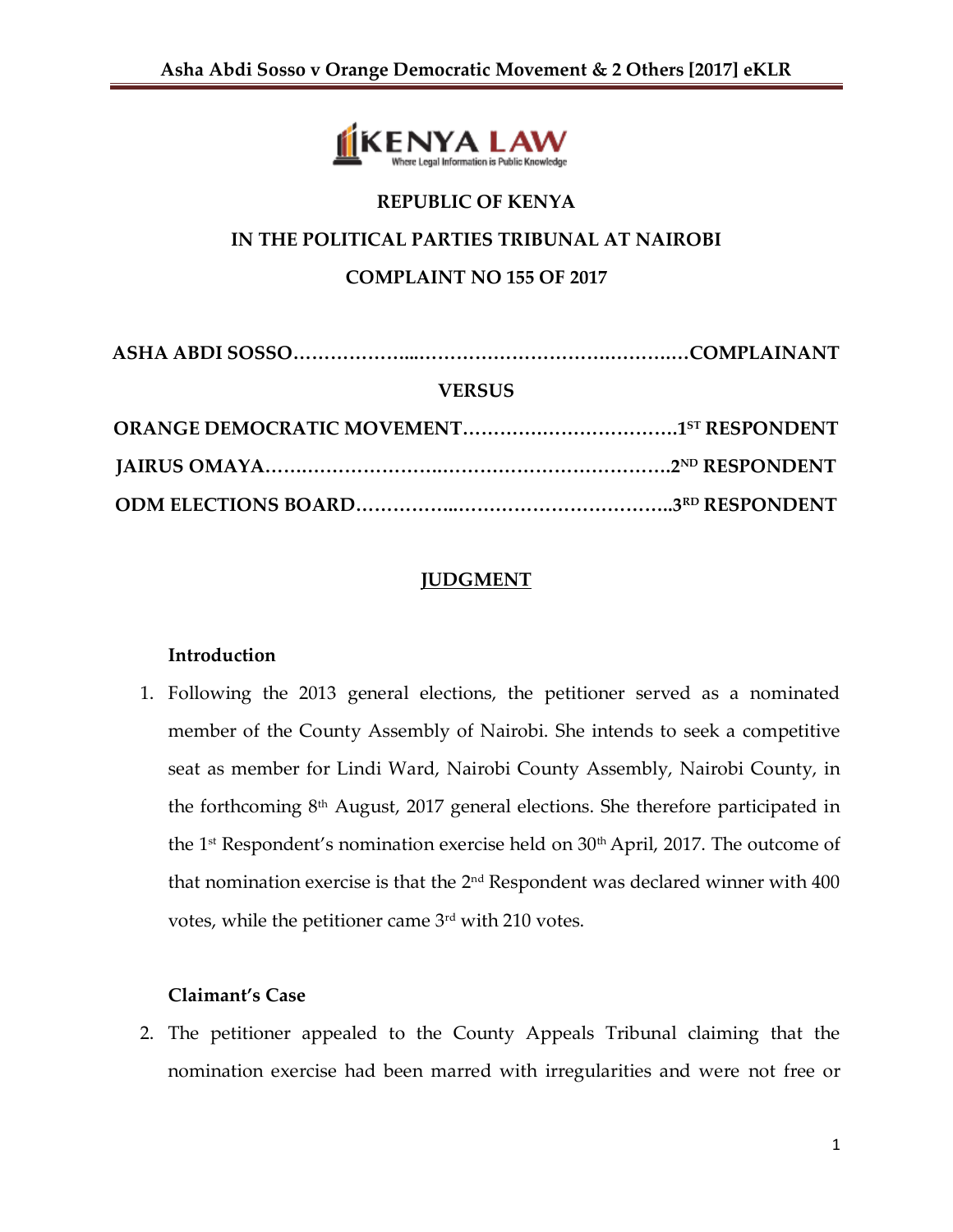**REPUBLIC OF KENYA**

**IN THE POLITICAL PARTIES TRIBUNAL AT NAIROBI**

**COMPLAINT NO 155 OF 2017**

**ASHA ABDI SOSSO……………….………………………………………COMPLAINANT**

**VERSUS**

**ORANGE DEMOCRATIC MOVEMENT…………………………….1ST RESPONDENT**

**JAIRUS OMAYA……………………………………………………….2ND RESPONDENT**

**ODM ELECTIONS BOARD……………...……………………………..3RD RESPONDENT**

## JUDGMENT

### Introduction

1. Following the 2013 general elections, the petitioner served as a nominated member of the County Assembly of Nairobi. She intends to seek a competitive seat as member for Lindi Ward, Nairobi County Assembly, Nairobi County, in the forthcoming 8th August, 2017 general elections. She therefore participated in the 1st Respondent's nomination exercise held on 30th April, 2017. The outcome of that nomination exercise is that the 2nd Respondent was declared winner with 400 votes, while the petitioner came 3rd with 210 votes.

### Claimant's Case

2. The petitioner appealed to the County Appeals Tribunal claiming that the nomination exercise had been marred with irregularities and were not free or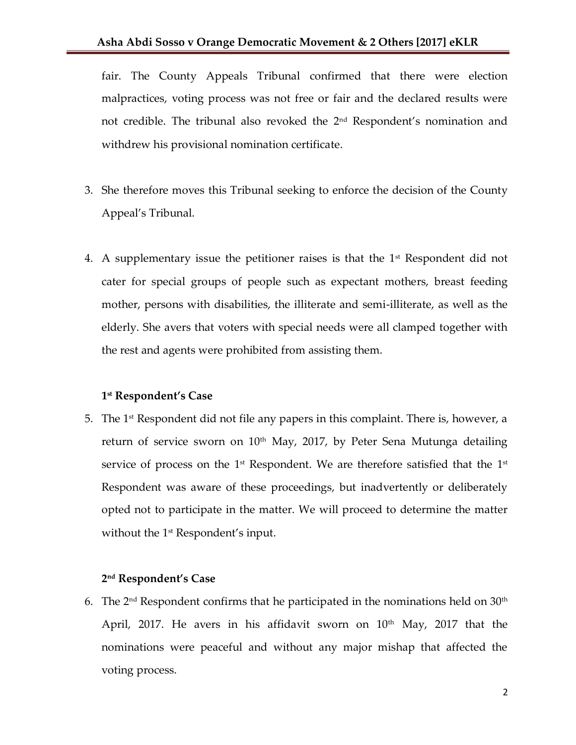fair. The County Appeals Tribunal confirmed that there were election malpractices, voting process was not free or fair and the declared results were not credible. The tribunal also revoked the 2nd Respondent's nomination and withdrew his provisional nomination certificate.

3. She therefore moves this Tribunal seeking to enforce the decision of the County Appeal's Tribunal.

4. A supplementary issue the petitioner raises is that the 1st Respondent did not cater for special groups of people such as expectant mothers, breast feeding mother, persons with disabilities, the illiterate and semi-illiterate, as well as the elderly. She avers that voters with special needs were all clamped together with the rest and agents were prohibited from assisting them.

**1st Respondent's Case**

5. The 1st Respondent did not file any papers in this complaint. There is, however, a return of service sworn on 10th May, 2017, by Peter Sena Mutunga detailing service of process on the 1st Respondent. We are therefore satisfied that the 1st Respondent was aware of these proceedings, but inadvertently or deliberately opted not to participate in the matter. We will proceed to determine the matter without the 1st Respondent's input.

**2nd Respondent's Case**

6. The 2nd Respondent confirms that he participated in the nominations held on 30th April, 2017. He avers in his affidavit sworn on 10th May, 2017 that the nominations were peaceful and without any major mishap that affected the voting process.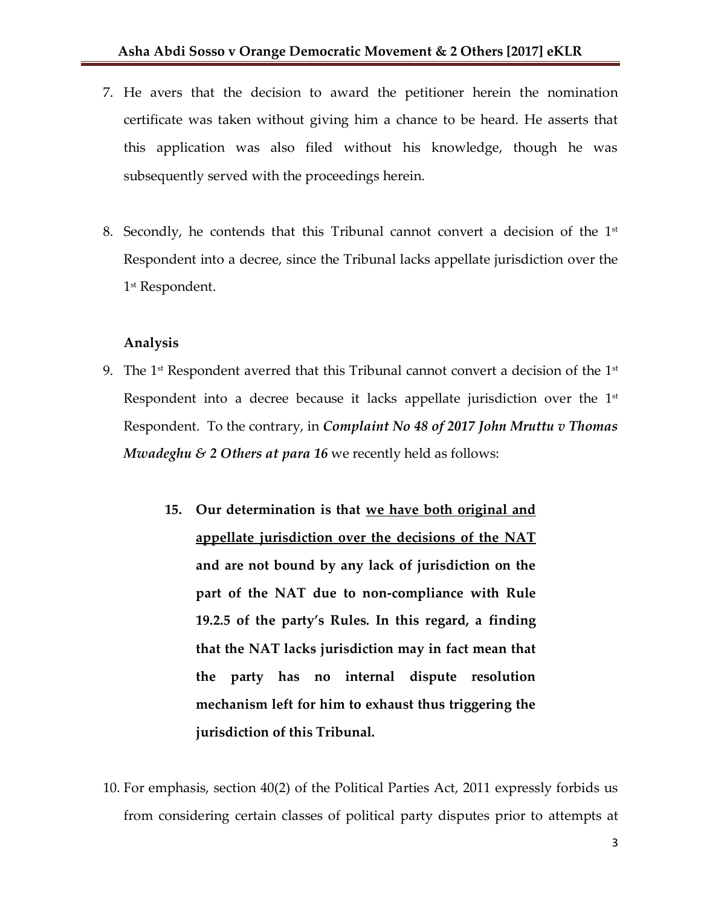7. He avers that the decision to award the petitioner herein the nomination certificate was taken without giving him a chance to be heard. He asserts that this application was also filed without his knowledge, though he was subsequently served with the proceedings herein.

8. Secondly, he contends that this Tribunal cannot convert a decision of the 1st Respondent into a decree, since the Tribunal lacks appellate jurisdiction over the 1st Respondent.

**Analysis**

9. The 1st Respondent averred that this Tribunal cannot convert a decision of the 1st Respondent into a decree because it lacks appellate jurisdiction over the 1st Respondent. To the contrary, in ***Complaint No 48 of 2017 John Mruttu v Thomas Mwadeghu & 2 Others at para 16*** we recently held as follows:

   > **15. Our determination is that <u>we have both original and appellate jurisdiction over the decisions of the NAT</u> and are not bound by any lack of jurisdiction on the part of the NAT due to non-compliance with Rule 19.2.5 of the party's Rules. In this regard, a finding that the NAT lacks jurisdiction may in fact mean that the party has no internal dispute resolution mechanism left for him to exhaust thus triggering the jurisdiction of this Tribunal.**

10. For emphasis, section 40(2) of the Political Parties Act, 2011 expressly forbids us from considering certain classes of political party disputes prior to attempts at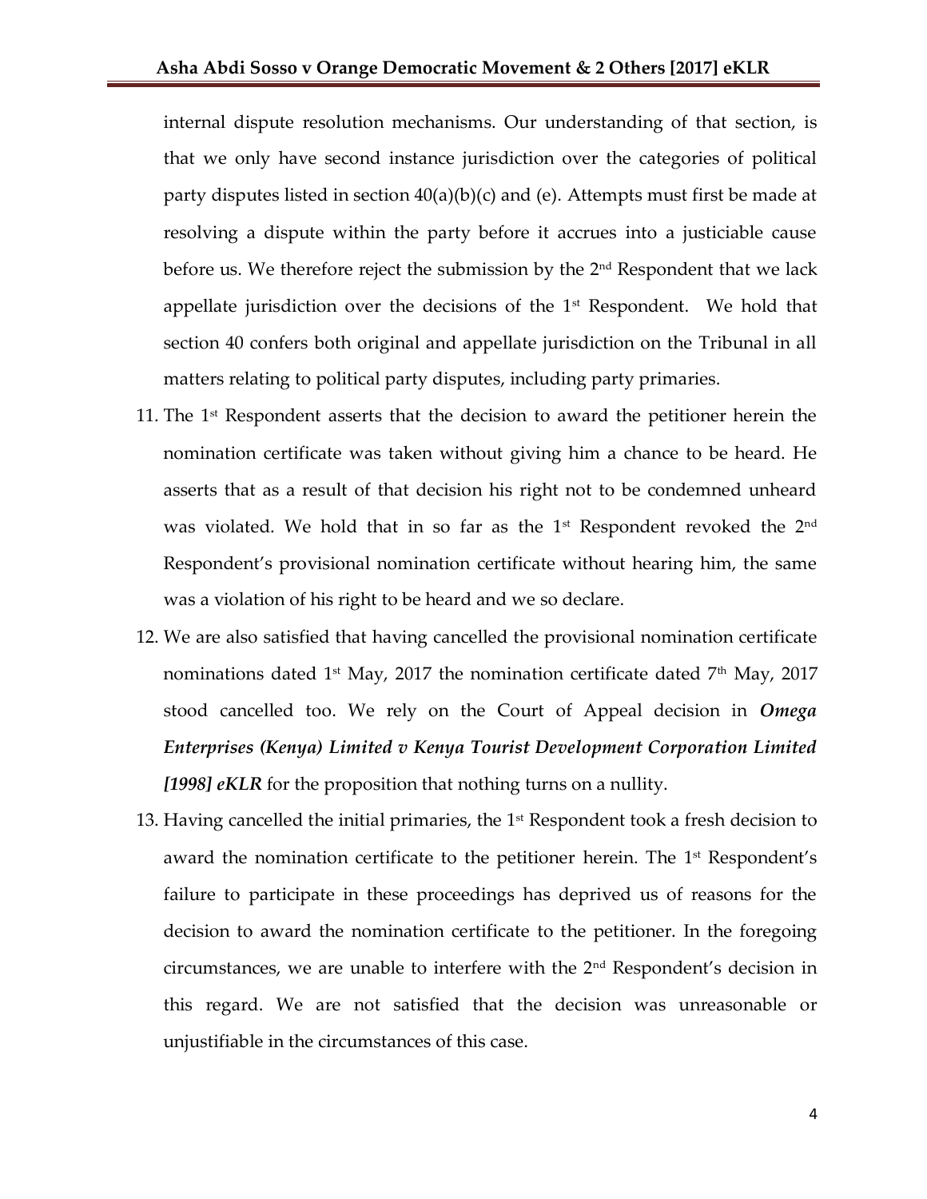internal dispute resolution mechanisms. Our understanding of that section, is that we only have second instance jurisdiction over the categories of political party disputes listed in section 40(a)(b)(c) and (e). Attempts must first be made at resolving a dispute within the party before it accrues into a justiciable cause before us. We therefore reject the submission by the 2nd Respondent that we lack appellate jurisdiction over the decisions of the 1st Respondent. We hold that section 40 confers both original and appellate jurisdiction on the Tribunal in all matters relating to political party disputes, including party primaries.

11. The 1st Respondent asserts that the decision to award the petitioner herein the nomination certificate was taken without giving him a chance to be heard. He asserts that as a result of that decision his right not to be condemned unheard was violated. We hold that in so far as the 1st Respondent revoked the 2nd Respondent's provisional nomination certificate without hearing him, the same was a violation of his right to be heard and we so declare.

12. We are also satisfied that having cancelled the provisional nomination certificate nominations dated 1st May, 2017 the nomination certificate dated 7th May, 2017 stood cancelled too. We rely on the Court of Appeal decision in ***Omega Enterprises (Kenya) Limited v Kenya Tourist Development Corporation Limited [1998] eKLR*** for the proposition that nothing turns on a nullity.

13. Having cancelled the initial primaries, the 1st Respondent took a fresh decision to award the nomination certificate to the petitioner herein. The 1st Respondent's failure to participate in these proceedings has deprived us of reasons for the decision to award the nomination certificate to the petitioner. In the foregoing circumstances, we are unable to interfere with the 2nd Respondent's decision in this regard. We are not satisfied that the decision was unreasonable or unjustifiable in the circumstances of this case.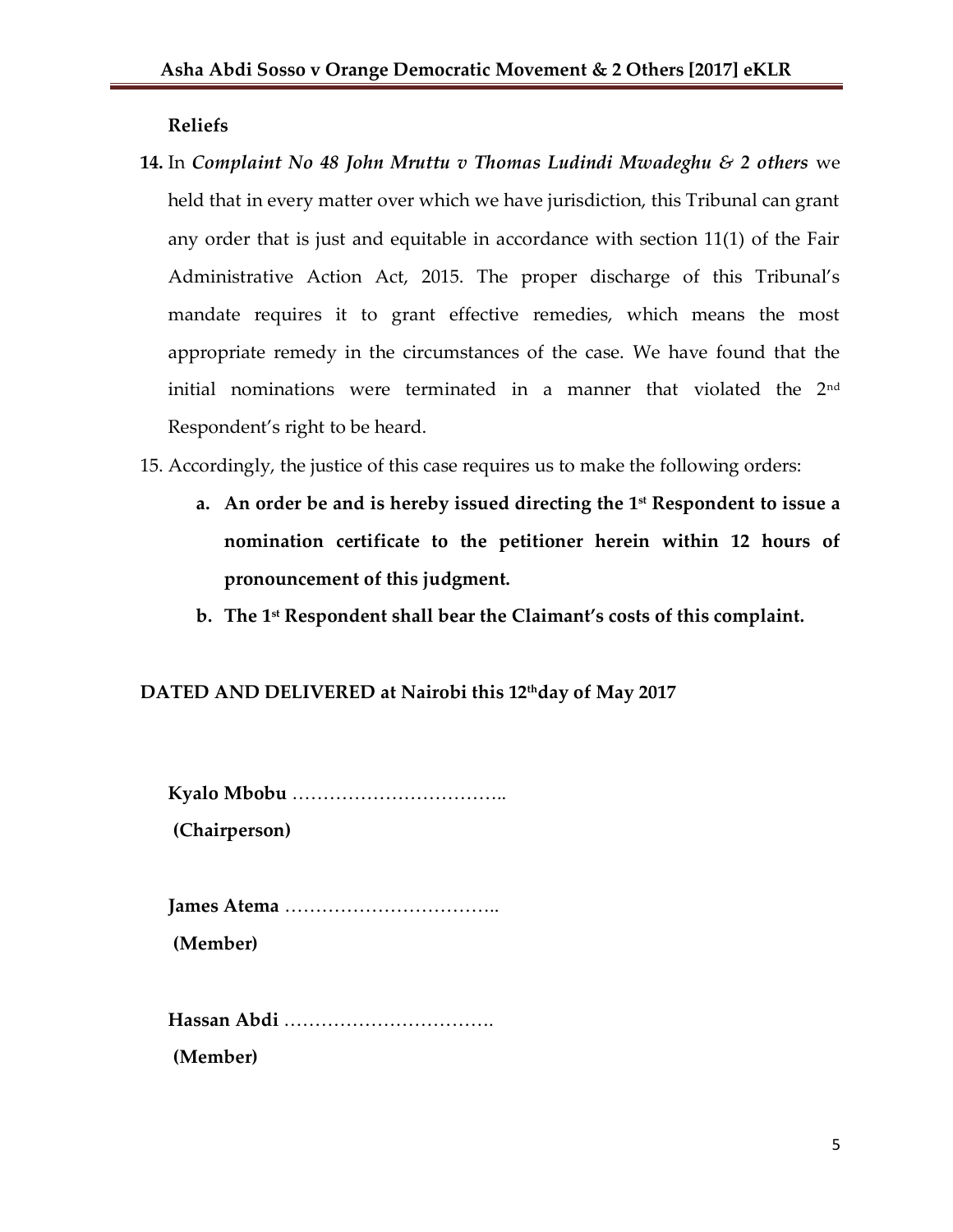**Reliefs**

**14.** In ***Complaint No 48 John Mruttu v Thomas Ludindi Mwadeghu & 2 others*** we held that in every matter over which we have jurisdiction, this Tribunal can grant any order that is just and equitable in accordance with section 11(1) of the Fair Administrative Action Act, 2015. The proper discharge of this Tribunal's mandate requires it to grant effective remedies, which means the most appropriate remedy in the circumstances of the case. We have found that the initial nominations were terminated in a manner that violated the 2nd Respondent's right to be heard.

15. Accordingly, the justice of this case requires us to make the following orders:

   a. **An order be and is hereby issued directing the 1st Respondent to issue a nomination certificate to the petitioner herein within 12 hours of pronouncement of this judgment.**

   b. **The 1st Respondent shall bear the Claimant's costs of this complaint.**

**DATED AND DELIVERED at Nairobi this 12th day of May 2017**

**Kyalo Mbobu** ……………………………..

**(Chairperson)**

**James Atema** ……………………………..

**(Member)**

**Hassan Abdi** …………………………….

**(Member)**